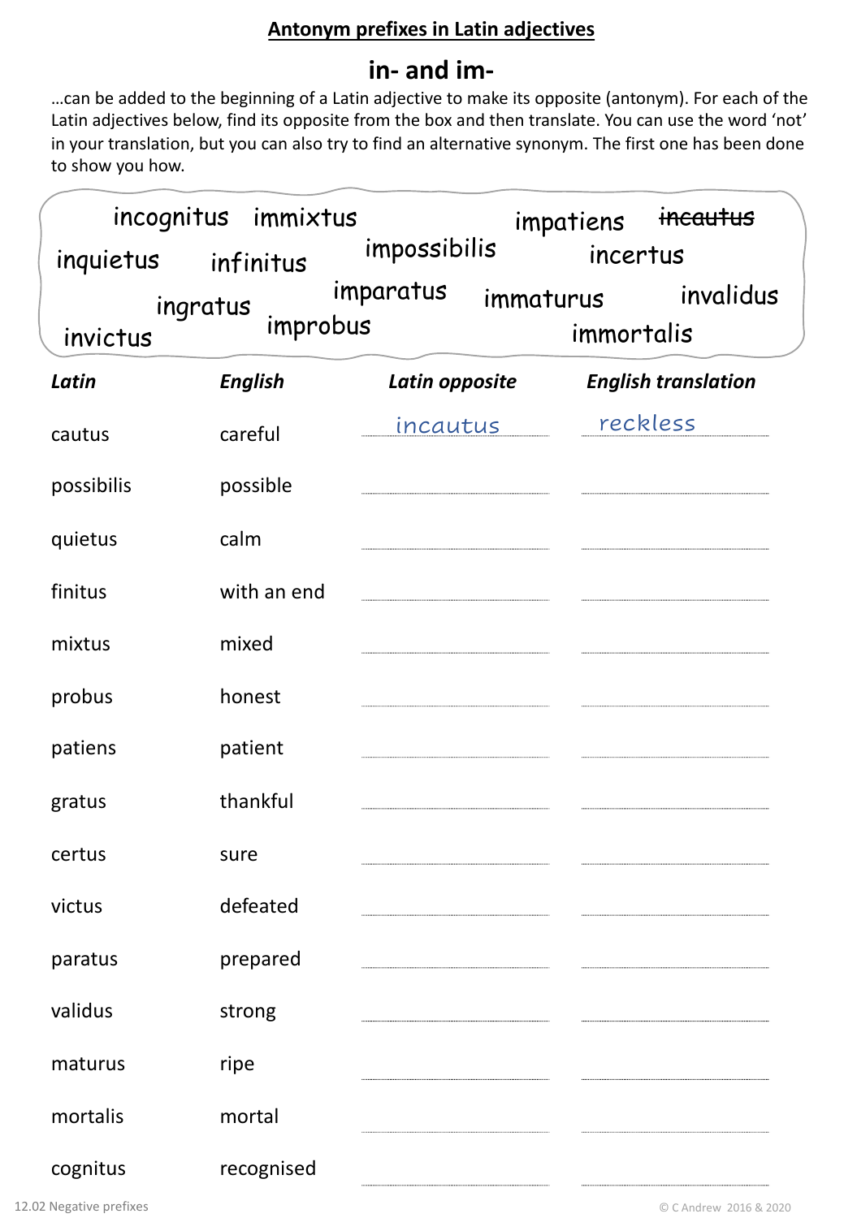## Antonym prefixes in Latin adjectives

# in- and im-

…can be added to the beginning of a Latin adjective to make its opposite (antonym). For each of the Latin adjectives below, find its opposite from the box and then translate. You can use the word 'not' in your translation, but you can also try to find an alternative synonym. The first one has been done to show you how.

incognitus immixtus impatiens ~~incautus~~ inquietus infinitus impossibilis incertus ingratus imparatus immaturus invalidus invictus improbus immortalis

| *Latin* | *English* | *Latin opposite* | *English translation* |
|---|---|---|---|
| cautus | careful | incautus | reckless |
| possibilis | possible | | |
| quietus | calm | | |
| finitus | with an end | | |
| mixtus | mixed | | |
| probus | honest | | |
| patiens | patient | | |
| gratus | thankful | | |
| certus | sure | | |
| victus | defeated | | |
| paratus | prepared | | |
| validus | strong | | |
| maturus | ripe | | |
| mortalis | mortal | | |
| cognitus | recognised | | |

12.02 Negative prefixes

© C Andrew 2016 & 2020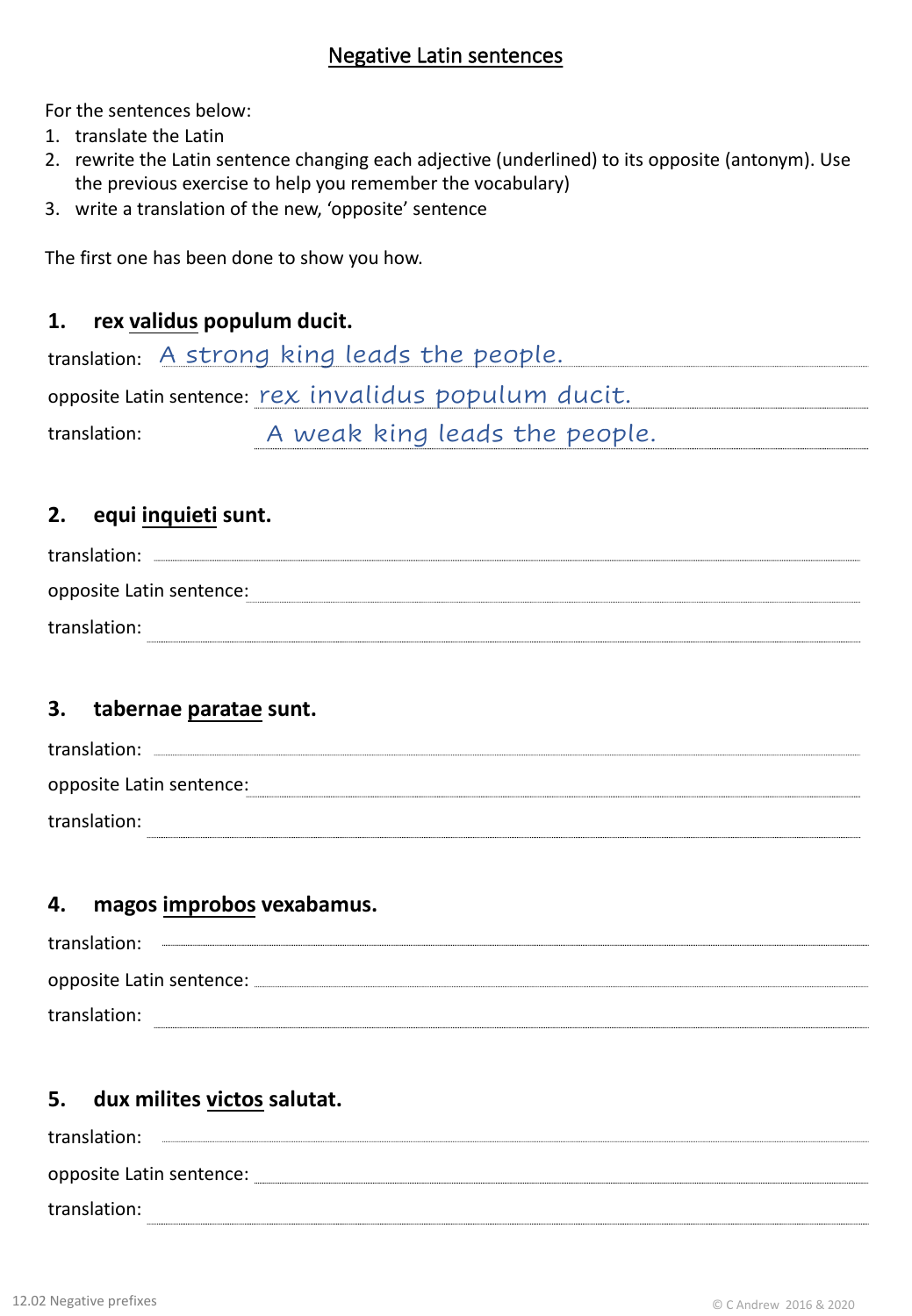# Negative Latin sentences

For the sentences below:

1. translate the Latin
2. rewrite the Latin sentence changing each adjective (underlined) to its opposite (antonym). Use the previous exercise to help you remember the vocabulary)
3. write a translation of the new, 'opposite' sentence

The first one has been done to show you how.

**1. rex <u>validus</u> populum ducit.**

translation: A strong king leads the people.

opposite Latin sentence: rex invalidus populum ducit.

translation: A weak king leads the people.

**2. equi <u>inquieti</u> sunt.**

translation: ..............................

opposite Latin sentence: ..............................

translation: ..............................

**3. tabernae <u>paratae</u> sunt.**

translation: ..............................

opposite Latin sentence: ..............................

translation: ..............................

**4. magos <u>improbos</u> vexabamus.**

translation: ..............................

opposite Latin sentence: ..............................

translation: ..............................

**5. dux milites <u>victos</u> salutat.**

translation: ..............................

opposite Latin sentence: ..............................

translation: ..............................

12.02 Negative prefixes

© C Andrew 2016 & 2020